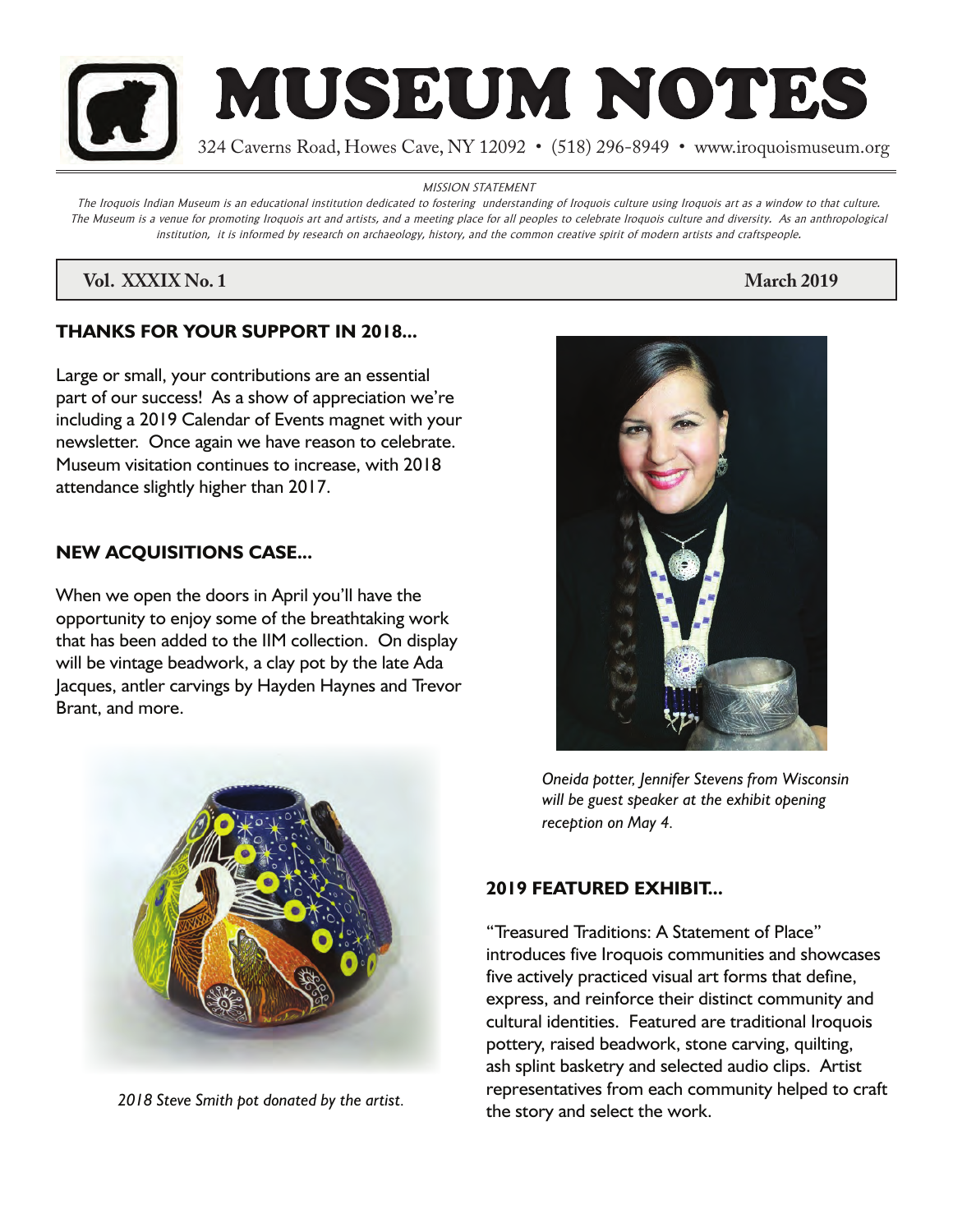# MUSEUM NOTES

324 Caverns Road, Howes Cave, NY 12092 • (518) 296-8949 • www.iroquoismuseum.org

*MISSION STATEMENT*

*The Iroquois Indian Museum is an educational institution dedicated to fostering understanding of Iroquois culture using Iroquois art as a window to that culture. The Museum is a venue for promoting Iroquois art and artists, and a meeting place for all peoples to celebrate Iroquois culture and diversity. As an anthropological institution, it is informed by research on archaeology, history, and the common creative spirit of modern artists and craftspeople.*

**Vol. XXXIX No. 1** **March 2019**

## THANKS FOR YOUR SUPPORT IN 2018...

Large or small, your contributions are an essential part of our success! As a show of appreciation we're including a 2019 Calendar of Events magnet with your newsletter. Once again we have reason to celebrate. Museum visitation continues to increase, with 2018 attendance slightly higher than 2017.

## NEW ACQUISITIONS CASE...

When we open the doors in April you'll have the opportunity to enjoy some of the breathtaking work that has been added to the IIM collection. On display will be vintage beadwork, a clay pot by the late Ada Jacques, antler carvings by Hayden Haynes and Trevor Brant, and more.

*2018 Steve Smith pot donated by the artist.*

*Oneida potter, Jennifer Stevens from Wisconsin will be guest speaker at the exhibit opening reception on May 4.*

## 2019 FEATURED EXHIBIT...

"Treasured Traditions: A Statement of Place" introduces five Iroquois communities and showcases five actively practiced visual art forms that define, express, and reinforce their distinct community and cultural identities. Featured are traditional Iroquois pottery, raised beadwork, stone carving, quilting, ash splint basketry and selected audio clips. Artist representatives from each community helped to craft the story and select the work.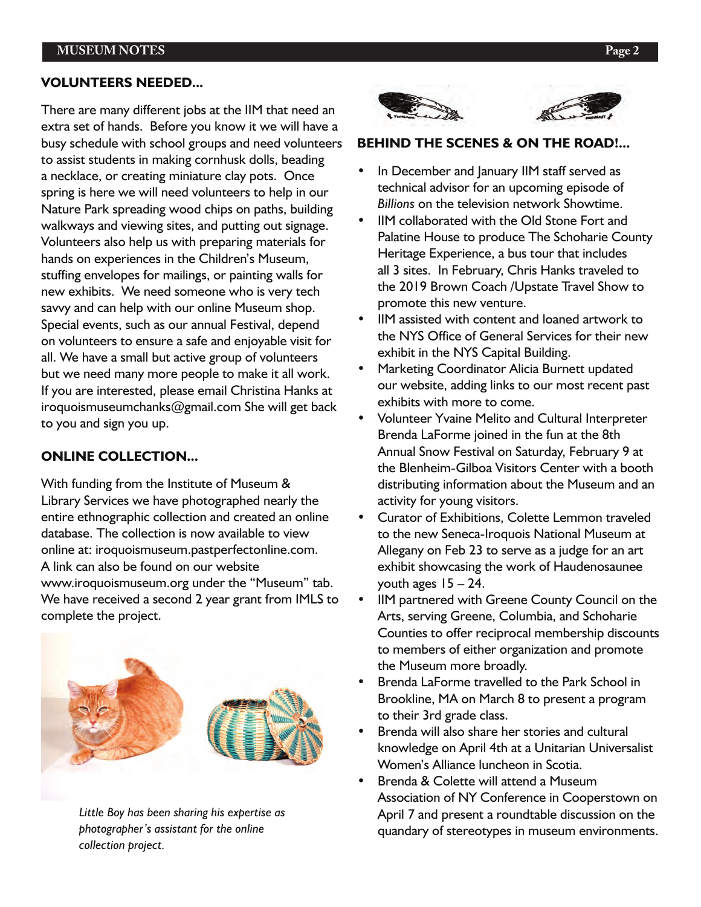## VOLUNTEERS NEEDED...

There are many different jobs at the IIM that need an extra set of hands. Before you know it we will have a busy schedule with school groups and need volunteers to assist students in making cornhusk dolls, beading a necklace, or creating miniature clay pots. Once spring is here we will need volunteers to help in our Nature Park spreading wood chips on paths, building walkways and viewing sites, and putting out signage. Volunteers also help us with preparing materials for hands on experiences in the Children's Museum, stuffing envelopes for mailings, or painting walls for new exhibits. We need someone who is very tech savvy and can help with our online Museum shop. Special events, such as our annual Festival, depend on volunteers to ensure a safe and enjoyable visit for all. We have a small but active group of volunteers but we need many more people to make it all work. If you are interested, please email Christina Hanks at iroquoismuseumchanks@gmail.com She will get back to you and sign you up.

## ONLINE COLLECTION...

With funding from the Institute of Museum & Library Services we have photographed nearly the entire ethnographic collection and created an online database. The collection is now available to view online at: iroquoismuseum.pastperfectonline.com. A link can also be found on our website www.iroquoismuseum.org under the "Museum" tab. We have received a second 2 year grant from IMLS to complete the project.

*Little Boy has been sharing his expertise as photographer's assistant for the online collection project.*

## BEHIND THE SCENES & ON THE ROAD!...

- In December and January IIM staff served as technical advisor for an upcoming episode of *Billions* on the television network Showtime.
- IIM collaborated with the Old Stone Fort and Palatine House to produce The Schoharie County Heritage Experience, a bus tour that includes all 3 sites. In February, Chris Hanks traveled to the 2019 Brown Coach /Upstate Travel Show to promote this new venture.
- IIM assisted with content and loaned artwork to the NYS Office of General Services for their new exhibit in the NYS Capital Building.
- Marketing Coordinator Alicia Burnett updated our website, adding links to our most recent past exhibits with more to come.
- Volunteer Yvaine Melito and Cultural Interpreter Brenda LaForme joined in the fun at the 8th Annual Snow Festival on Saturday, February 9 at the Blenheim-Gilboa Visitors Center with a booth distributing information about the Museum and an activity for young visitors.
- Curator of Exhibitions, Colette Lemmon traveled to the new Seneca-Iroquois National Museum at Allegany on Feb 23 to serve as a judge for an art exhibit showcasing the work of Haudenosaunee youth ages 15 – 24.
- IIM partnered with Greene County Council on the Arts, serving Greene, Columbia, and Schoharie Counties to offer reciprocal membership discounts to members of either organization and promote the Museum more broadly.
- Brenda LaForme travelled to the Park School in Brookline, MA on March 8 to present a program to their 3rd grade class.
- Brenda will also share her stories and cultural knowledge on April 4th at a Unitarian Universalist Women's Alliance luncheon in Scotia.
- Brenda & Colette will attend a Museum Association of NY Conference in Cooperstown on April 7 and present a roundtable discussion on the quandary of stereotypes in museum environments.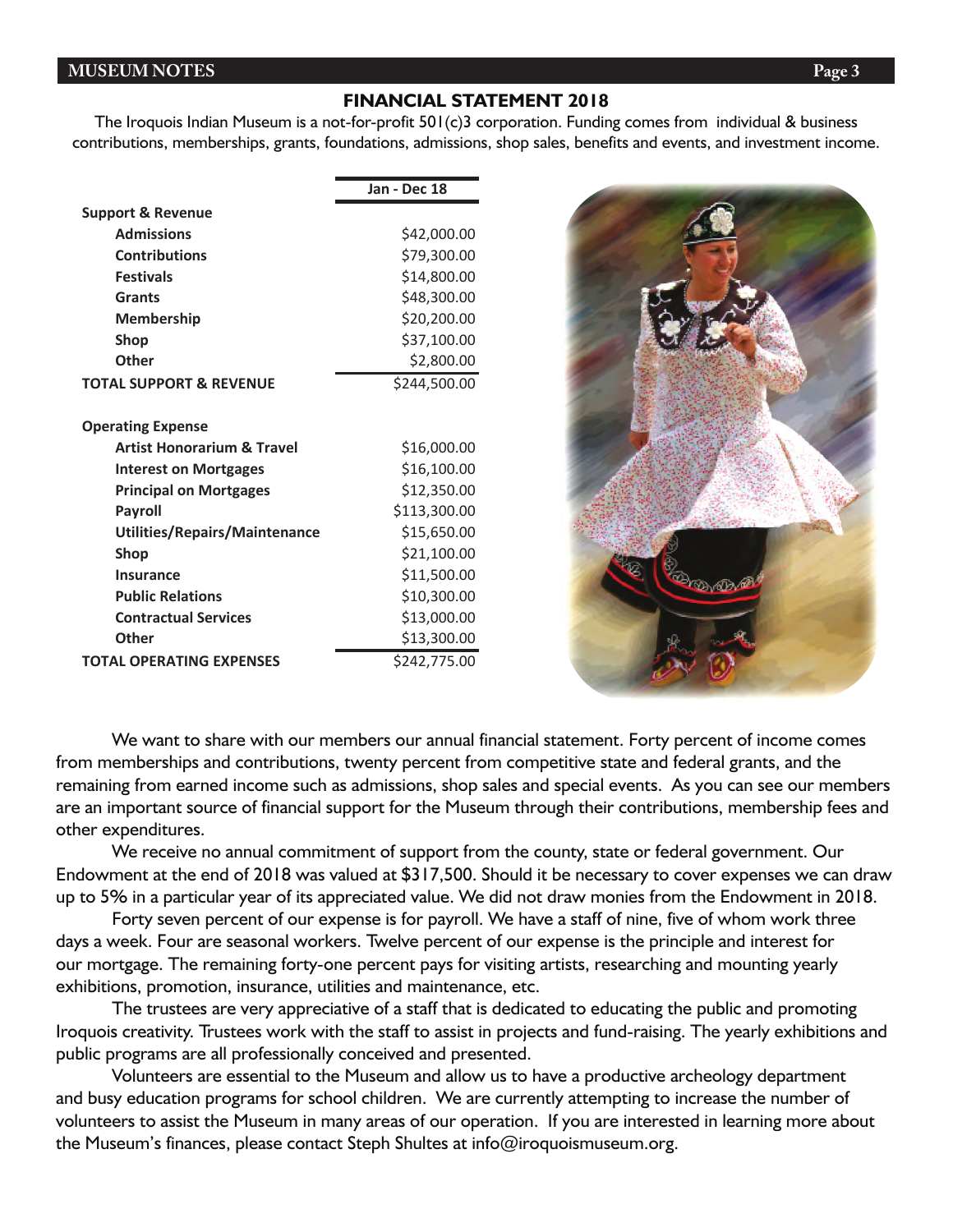## FINANCIAL STATEMENT 2018

The Iroquois Indian Museum is a not-for-profit 501(c)3 corporation. Funding comes from individual & business contributions, memberships, grants, foundations, admissions, shop sales, benefits and events, and investment income.

| | Jan - Dec 18 |
|---|---|
| **Support & Revenue** | |
| **Admissions** | $42,000.00 |
| **Contributions** | $79,300.00 |
| **Festivals** | $14,800.00 |
| **Grants** | $48,300.00 |
| **Membership** | $20,200.00 |
| **Shop** | $37,100.00 |
| **Other** | $2,800.00 |
| **TOTAL SUPPORT & REVENUE** | $244,500.00 |
| | |
| **Operating Expense** | |
| **Artist Honorarium & Travel** | $16,000.00 |
| **Interest on Mortgages** | $16,100.00 |
| **Principal on Mortgages** | $12,350.00 |
| **Payroll** | $113,300.00 |
| **Utilities/Repairs/Maintenance** | $15,650.00 |
| **Shop** | $21,100.00 |
| **Insurance** | $11,500.00 |
| **Public Relations** | $10,300.00 |
| **Contractual Services** | $13,000.00 |
| **Other** | $13,300.00 |
| **TOTAL OPERATING EXPENSES** | $242,775.00 |

We want to share with our members our annual financial statement. Forty percent of income comes from memberships and contributions, twenty percent from competitive state and federal grants, and the remaining from earned income such as admissions, shop sales and special events. As you can see our members are an important source of financial support for the Museum through their contributions, membership fees and other expenditures.

We receive no annual commitment of support from the county, state or federal government. Our Endowment at the end of 2018 was valued at $317,500. Should it be necessary to cover expenses we can draw up to 5% in a particular year of its appreciated value. We did not draw monies from the Endowment in 2018.

Forty seven percent of our expense is for payroll. We have a staff of nine, five of whom work three days a week. Four are seasonal workers. Twelve percent of our expense is the principle and interest for our mortgage. The remaining forty-one percent pays for visiting artists, researching and mounting yearly exhibitions, promotion, insurance, utilities and maintenance, etc.

The trustees are very appreciative of a staff that is dedicated to educating the public and promoting Iroquois creativity. Trustees work with the staff to assist in projects and fund-raising. The yearly exhibitions and public programs are all professionally conceived and presented.

Volunteers are essential to the Museum and allow us to have a productive archeology department and busy education programs for school children. We are currently attempting to increase the number of volunteers to assist the Museum in many areas of our operation. If you are interested in learning more about the Museum's finances, please contact Steph Shultes at info@iroquoismuseum.org.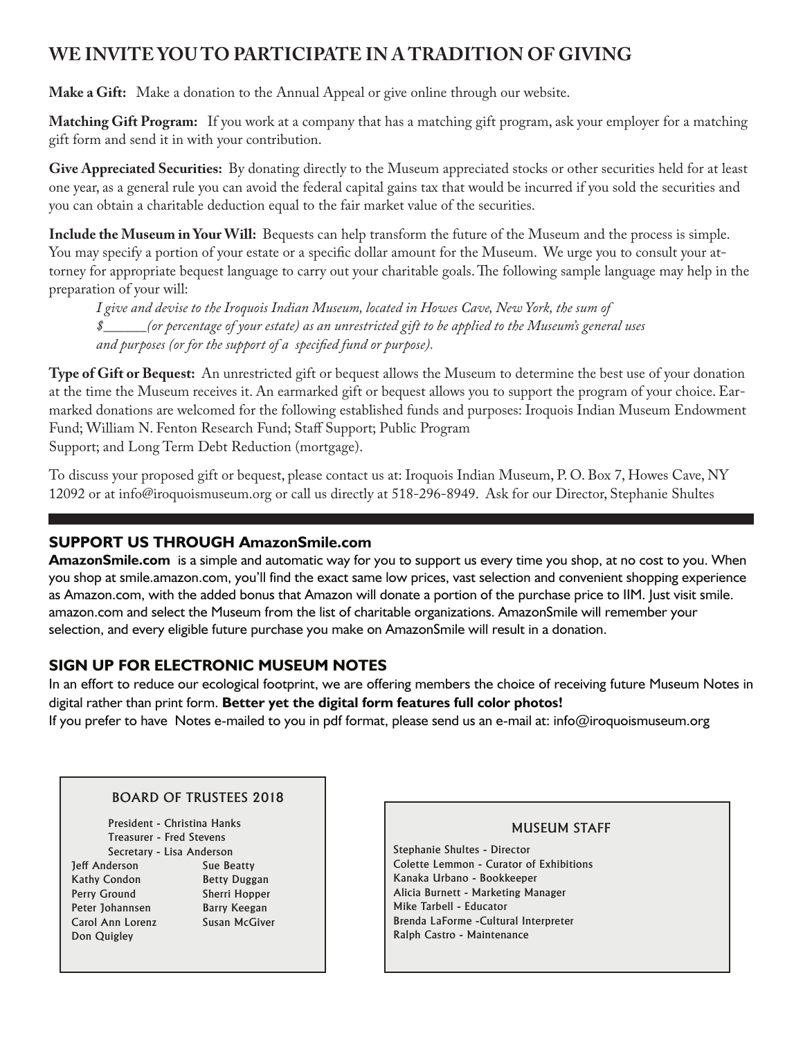## WE INVITE YOU TO PARTICIPATE IN A TRADITION OF GIVING

**Make a Gift:** Make a donation to the Annual Appeal or give online through our website.

**Matching Gift Program:** If you work at a company that has a matching gift program, ask your employer for a matching gift form and send it in with your contribution.

**Give Appreciated Securities:** By donating directly to the Museum appreciated stocks or other securities held for at least one year, as a general rule you can avoid the federal capital gains tax that would be incurred if you sold the securities and you can obtain a charitable deduction equal to the fair market value of the securities.

**Include the Museum in Your Will:** Bequests can help transform the future of the Museum and the process is simple. You may specify a portion of your estate or a specific dollar amount for the Museum. We urge you to consult your attorney for appropriate bequest language to carry out your charitable goals. The following sample language may help in the preparation of your will:

> *I give and devise to the Iroquois Indian Museum, located in Howes Cave, New York, the sum of $______(or percentage of your estate) as an unrestricted gift to be applied to the Museum's general uses and purposes (or for the support of a specified fund or purpose).*

**Type of Gift or Bequest:** An unrestricted gift or bequest allows the Museum to determine the best use of your donation at the time the Museum receives it. An earmarked gift or bequest allows you to support the program of your choice. Earmarked donations are welcomed for the following established funds and purposes: Iroquois Indian Museum Endowment Fund; William N. Fenton Research Fund; Staff Support; Public Program Support; and Long Term Debt Reduction (mortgage).

To discuss your proposed gift or bequest, please contact us at: Iroquois Indian Museum, P. O. Box 7, Howes Cave, NY 12092 or at info@iroquoismuseum.org or call us directly at 518-296-8949. Ask for our Director, Stephanie Shultes

---

### SUPPORT US THROUGH AmazonSmile.com

**AmazonSmile.com** is a simple and automatic way for you to support us every time you shop, at no cost to you. When you shop at smile.amazon.com, you'll find the exact same low prices, vast selection and convenient shopping experience as Amazon.com, with the added bonus that Amazon will donate a portion of the purchase price to IIM. Just visit smile.amazon.com and select the Museum from the list of charitable organizations. AmazonSmile will remember your selection, and every eligible future purchase you make on AmazonSmile will result in a donation.

### SIGN UP FOR ELECTRONIC MUSEUM NOTES

In an effort to reduce our ecological footprint, we are offering members the choice of receiving future Museum Notes in digital rather than print form. **Better yet the digital form features full color photos!**
If you prefer to have Notes e-mailed to you in pdf format, please send us an e-mail at: info@iroquoismuseum.org

#### BOARD OF TRUSTEES 2018

President - Christina Hanks
Treasurer - Fred Stevens
Secretary - Lisa Anderson

Jeff Anderson
Kathy Condon
Perry Ground
Peter Johannsen
Carol Ann Lorenz
Don Quigley
Sue Beatty
Betty Duggan
Sherri Hopper
Barry Keegan
Susan McGiver

#### MUSEUM STAFF

Stephanie Shultes - Director
Colette Lemmon - Curator of Exhibitions
Kanaka Urbano - Bookkeeper
Alicia Burnett - Marketing Manager
Mike Tarbell - Educator
Brenda LaForme -Cultural Interpreter
Ralph Castro - Maintenance